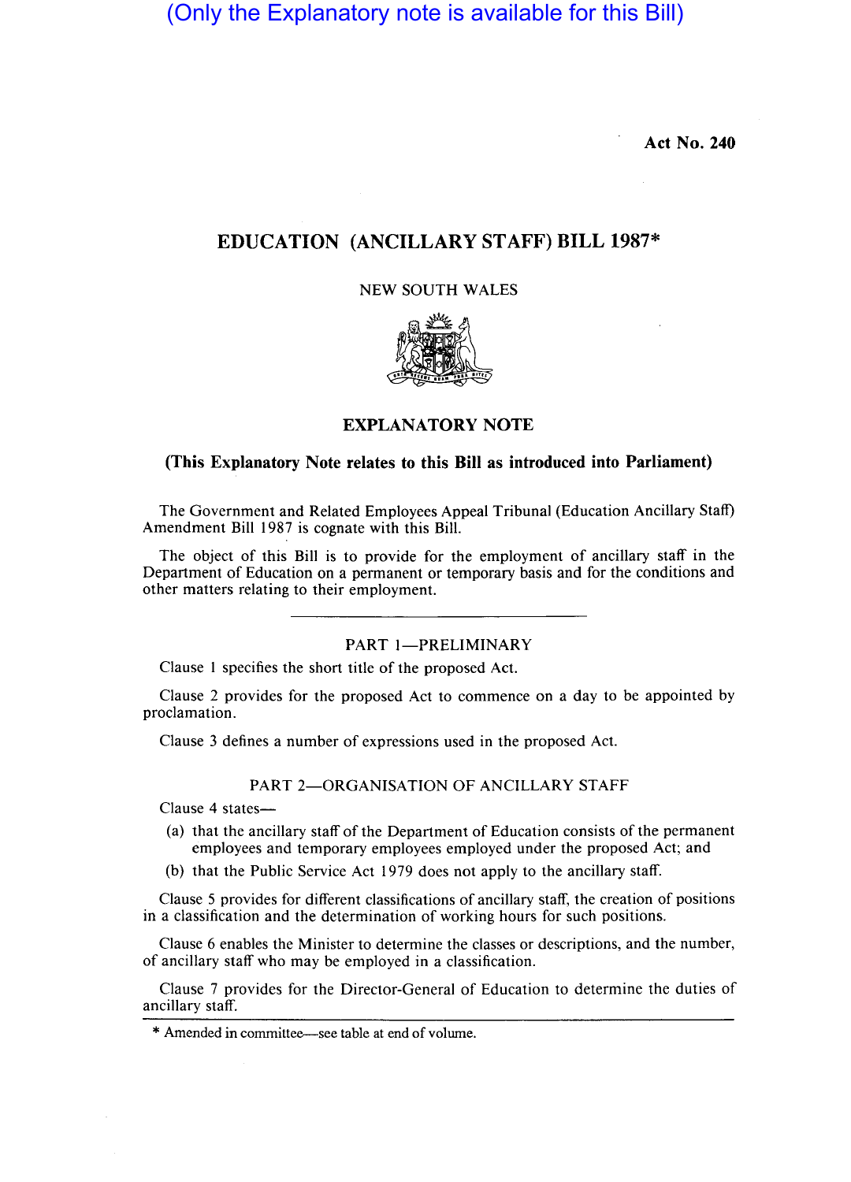(Only the Explanatory note is available for this Bill)

**Act No. 240**

# EDUCATION (ANCILLARY STAFF) BILL 1987*

NEW SOUTH WALES

## EXPLANATORY NOTE

**(This Explanatory Note relates to this Bill as introduced into Parliament)**

The Government and Related Employees Appeal Tribunal (Education Ancillary Staff) Amendment Bill 1987 is cognate with this Bill.

The object of this Bill is to provide for the employment of ancillary staff in the Department of Education on a permanent or temporary basis and for the conditions and other matters relating to their employment.

### PART 1—PRELIMINARY

Clause 1 specifies the short title of the proposed Act.

Clause 2 provides for the proposed Act to commence on a day to be appointed by proclamation.

Clause 3 defines a number of expressions used in the proposed Act.

### PART 2—ORGANISATION OF ANCILLARY STAFF

Clause 4 states—

(a) that the ancillary staff of the Department of Education consists of the permanent employees and temporary employees employed under the proposed Act; and

(b) that the Public Service Act 1979 does not apply to the ancillary staff.

Clause 5 provides for different classifications of ancillary staff, the creation of positions in a classification and the determination of working hours for such positions.

Clause 6 enables the Minister to determine the classes or descriptions, and the number, of ancillary staff who may be employed in a classification.

Clause 7 provides for the Director-General of Education to determine the duties of ancillary staff.

* Amended in committee—see table at end of volume.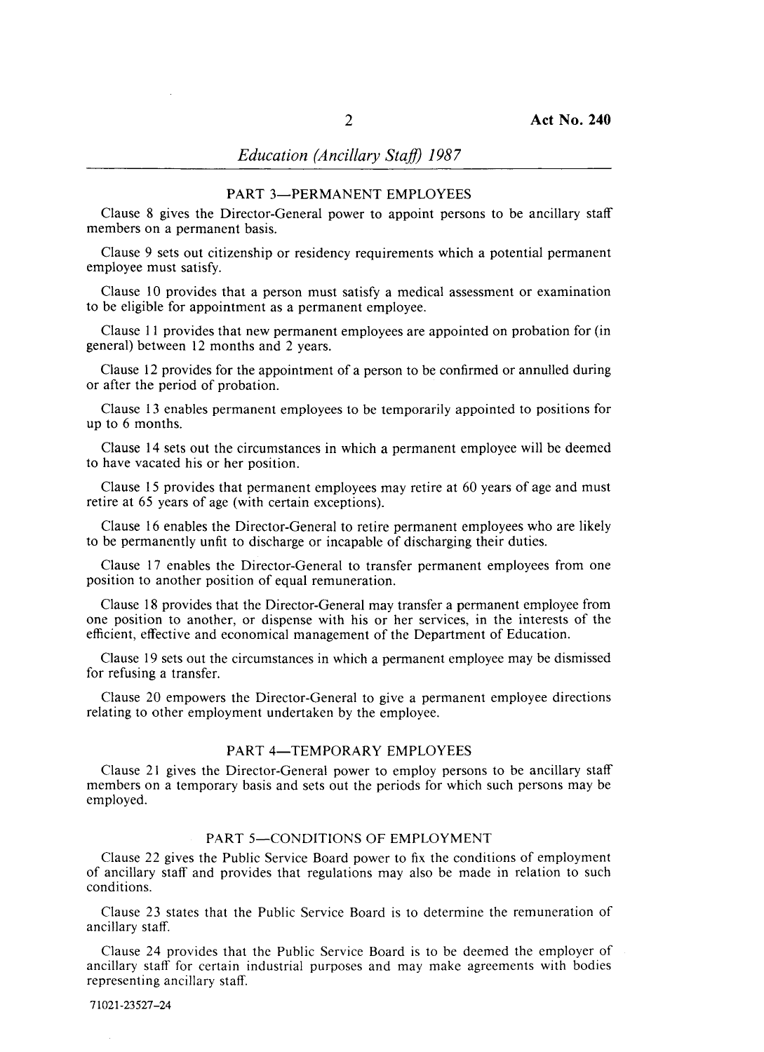## PART 3—PERMANENT EMPLOYEES

Clause 8 gives the Director-General power to appoint persons to be ancillary staff members on a permanent basis.

Clause 9 sets out citizenship or residency requirements which a potential permanent employee must satisfy.

Clause 10 provides that a person must satisfy a medical assessment or examination to be eligible for appointment as a permanent employee.

Clause 11 provides that new permanent employees are appointed on probation for (in general) between 12 months and 2 years.

Clause 12 provides for the appointment of a person to be confirmed or annulled during or after the period of probation.

Clause 13 enables permanent employees to be temporarily appointed to positions for up to 6 months.

Clause 14 sets out the circumstances in which a permanent employee will be deemed to have vacated his or her position.

Clause 15 provides that permanent employees may retire at 60 years of age and must retire at 65 years of age (with certain exceptions).

Clause 16 enables the Director-General to retire permanent employees who are likely to be permanently unfit to discharge or incapable of discharging their duties.

Clause 17 enables the Director-General to transfer permanent employees from one position to another position of equal remuneration.

Clause 18 provides that the Director-General may transfer a permanent employee from one position to another, or dispense with his or her services, in the interests of the efficient, effective and economical management of the Department of Education.

Clause 19 sets out the circumstances in which a permanent employee may be dismissed for refusing a transfer.

Clause 20 empowers the Director-General to give a permanent employee directions relating to other employment undertaken by the employee.

## PART 4—TEMPORARY EMPLOYEES

Clause 21 gives the Director-General power to employ persons to be ancillary staff members on a temporary basis and sets out the periods for which such persons may be employed.

## PART 5—CONDITIONS OF EMPLOYMENT

Clause 22 gives the Public Service Board power to fix the conditions of employment of ancillary staff and provides that regulations may also be made in relation to such conditions.

Clause 23 states that the Public Service Board is to determine the remuneration of ancillary staff.

Clause 24 provides that the Public Service Board is to be deemed the employer of ancillary staff for certain industrial purposes and may make agreements with bodies representing ancillary staff.

71021-23527-24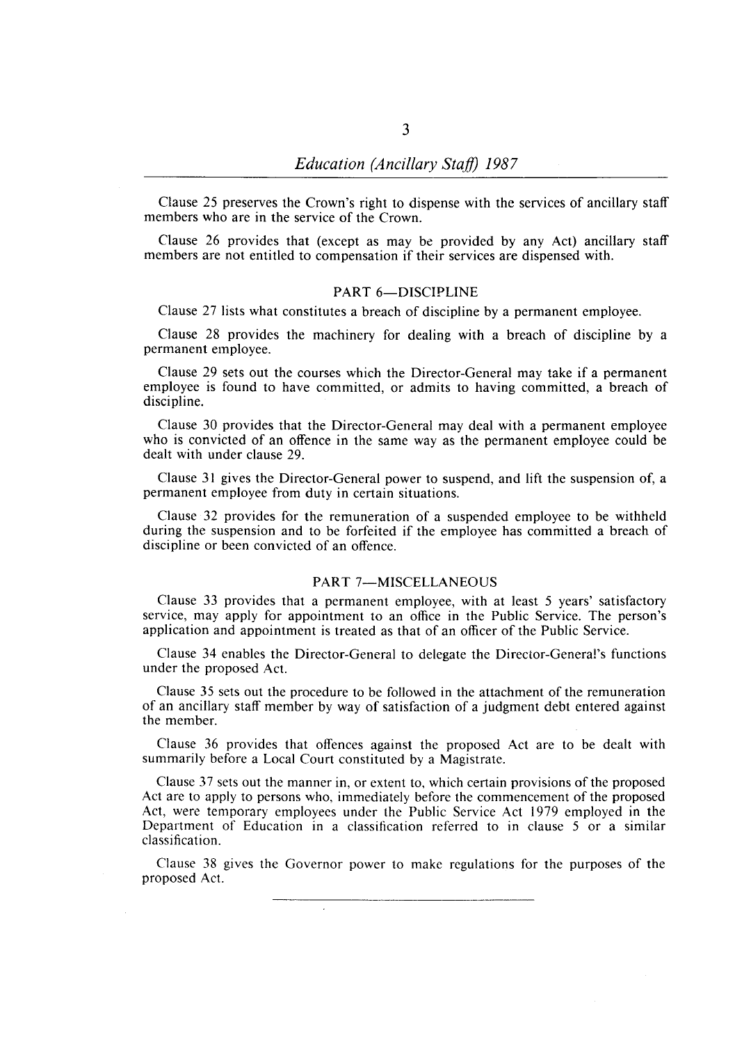Clause 25 preserves the Crown's right to dispense with the services of ancillary staff members who are in the service of the Crown.

Clause 26 provides that (except as may be provided by any Act) ancillary staff members are not entitled to compensation if their services are dispensed with.

## PART 6—DISCIPLINE

Clause 27 lists what constitutes a breach of discipline by a permanent employee.

Clause 28 provides the machinery for dealing with a breach of discipline by a permanent employee.

Clause 29 sets out the courses which the Director-General may take if a permanent employee is found to have committed, or admits to having committed, a breach of discipline.

Clause 30 provides that the Director-General may deal with a permanent employee who is convicted of an offence in the same way as the permanent employee could be dealt with under clause 29.

Clause 31 gives the Director-General power to suspend, and lift the suspension of, a permanent employee from duty in certain situations.

Clause 32 provides for the remuneration of a suspended employee to be withheld during the suspension and to be forfeited if the employee has committed a breach of discipline or been convicted of an offence.

## PART 7—MISCELLANEOUS

Clause 33 provides that a permanent employee, with at least 5 years' satisfactory service, may apply for appointment to an office in the Public Service. The person's application and appointment is treated as that of an officer of the Public Service.

Clause 34 enables the Director-General to delegate the Director-General's functions under the proposed Act.

Clause 35 sets out the procedure to be followed in the attachment of the remuneration of an ancillary staff member by way of satisfaction of a judgment debt entered against the member.

Clause 36 provides that offences against the proposed Act are to be dealt with summarily before a Local Court constituted by a Magistrate.

Clause 37 sets out the manner in, or extent to, which certain provisions of the proposed Act are to apply to persons who, immediately before the commencement of the proposed Act, were temporary employees under the Public Service Act 1979 employed in the Department of Education in a classification referred to in clause 5 or a similar classification.

Clause 38 gives the Governor power to make regulations for the purposes of the proposed Act.